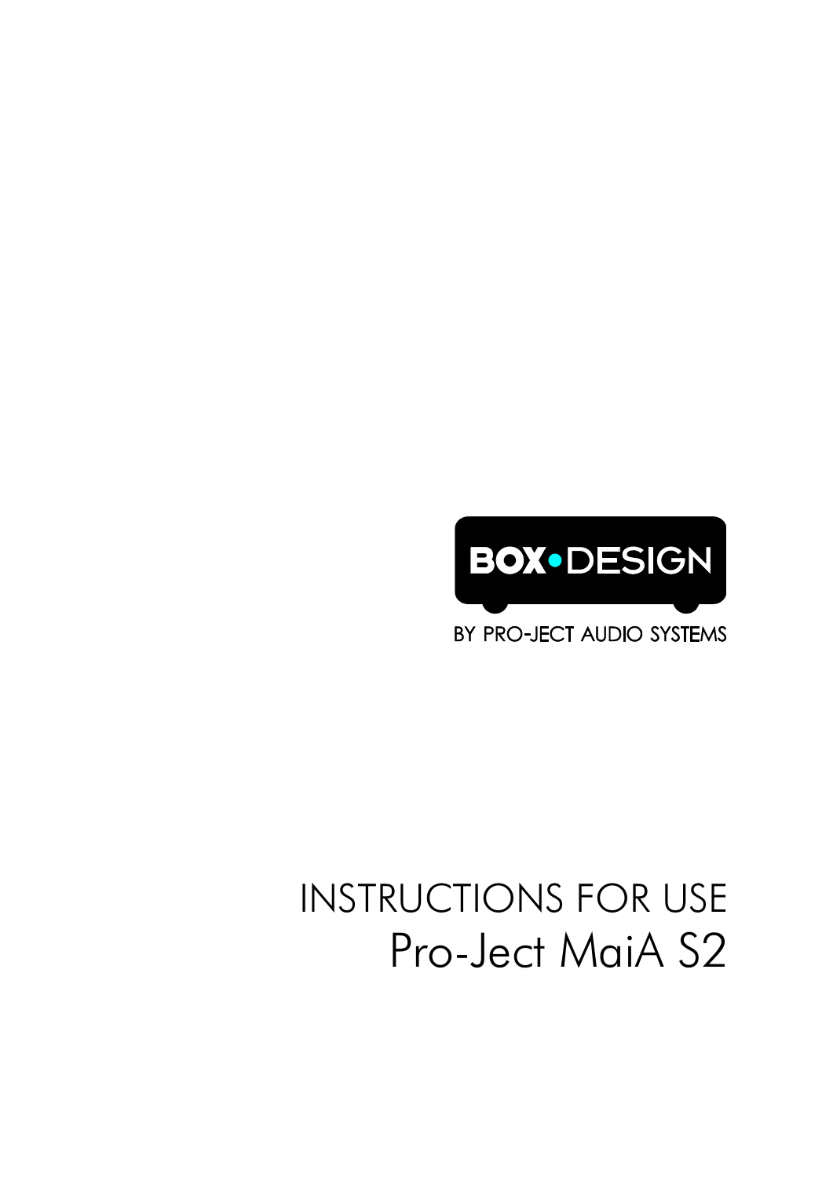BOX•DESIGN

BY PRO-JECT AUDIO SYSTEMS

# INSTRUCTIONS FOR USE

# Pro-Ject MaiA S2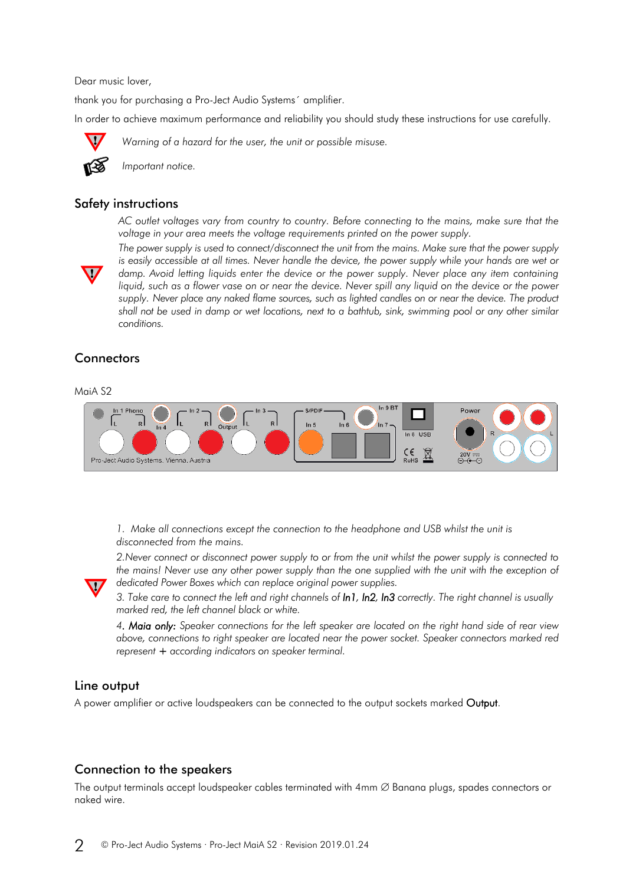Dear music lover,

thank you for purchasing a Pro-Ject Audio Systems´ amplifier.

In order to achieve maximum performance and reliability you should study these instructions for use carefully.

*Warning of a hazard for the user, the unit or possible misuse.*

*Important notice.*

## Safety instructions

*AC outlet voltages vary from country to country. Before connecting to the mains, make sure that the voltage in your area meets the voltage requirements printed on the power supply.*

*The power supply is used to connect/disconnect the unit from the mains. Make sure that the power supply is easily accessible at all times. Never handle the device, the power supply while your hands are wet or damp. Avoid letting liquids enter the device or the power supply. Never place any item containing liquid, such as a flower vase on or near the device. Never spill any liquid on the device or the power supply. Never place any naked flame sources, such as lighted candles on or near the device. The product shall not be used in damp or wet locations, next to a bathtub, sink, swimming pool or any other similar conditions.*

## Connectors

MaiA S2

In 1 Phono L R In 4 In 2 L R Output In 3 L R S/PDIF In 5 In 6 In 9 BT In 7 In 8 USB Power R L 20V
Pro-Ject Audio Systems, Vienna, Austria

*1. Make all connections except the connection to the headphone and USB whilst the unit is disconnected from the mains.*

*2.Never connect or disconnect power supply to or from the unit whilst the power supply is connected to the mains! Never use any other power supply than the one supplied with the unit with the exception of dedicated Power Boxes which can replace original power supplies.*

*3. Take care to connect the left and right channels of* ***In1****,* ***In2****,* ***In3*** *correctly. The right channel is usually marked red, the left channel black or white.*

*4.* ***Maia only:*** *Speaker connections for the left speaker are located on the right hand side of rear view above, connections to right speaker are located near the power socket. Speaker connectors marked red represent + according indicators on speaker terminal.*

## Line output

A power amplifier or active loudspeakers can be connected to the output sockets marked **Output**.

## Connection to the speakers

The output terminals accept loudspeaker cables terminated with 4mm ∅ Banana plugs, spades connectors or naked wire.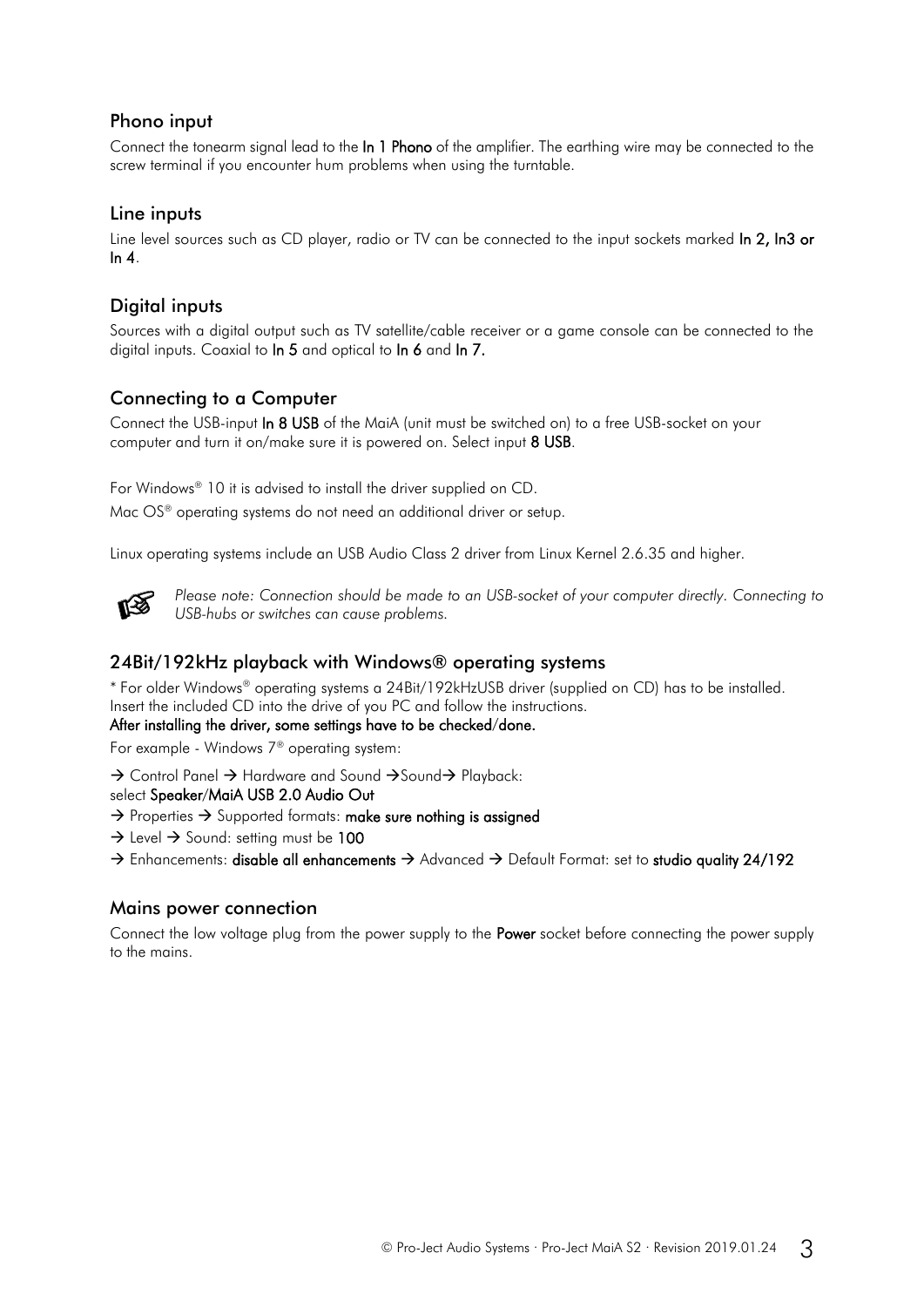## Phono input

Connect the tonearm signal lead to the **In 1 Phono** of the amplifier. The earthing wire may be connected to the screw terminal if you encounter hum problems when using the turntable.

## Line inputs

Line level sources such as CD player, radio or TV can be connected to the input sockets marked **In 2, In3 or In 4**.

## Digital inputs

Sources with a digital output such as TV satellite/cable receiver or a game console can be connected to the digital inputs. Coaxial to **In 5** and optical to **In 6** and **In 7.**

## Connecting to a Computer

Connect the USB-input **In 8 USB** of the MaiA (unit must be switched on) to a free USB-socket on your computer and turn it on/make sure it is powered on. Select input **8 USB**.

For Windows® 10 it is advised to install the driver supplied on CD.

Mac OS® operating systems do not need an additional driver or setup.

Linux operating systems include an USB Audio Class 2 driver from Linux Kernel 2.6.35 and higher.

☞ *Please note: Connection should be made to an USB-socket of your computer directly. Connecting to USB-hubs or switches can cause problems.*

## 24Bit/192kHz playback with Windows® operating systems

* For older Windows® operating systems a 24Bit/192kHzUSB driver (supplied on CD) has to be installed. Insert the included CD into the drive of you PC and follow the instructions.
**After installing the driver, some settings have to be checked/done.**

For example - Windows 7® operating system:

→ Control Panel → Hardware and Sound →Sound→ Playback:
select **Speaker/MaiA USB 2.0 Audio Out**

→ Properties → Supported formats: **make sure nothing is assigned**

→ Level → Sound: setting must be **100**

→ Enhancements: **disable all enhancements** → Advanced → Default Format: set to **studio quality 24/192**

## Mains power connection

Connect the low voltage plug from the power supply to the **Power** socket before connecting the power supply to the mains.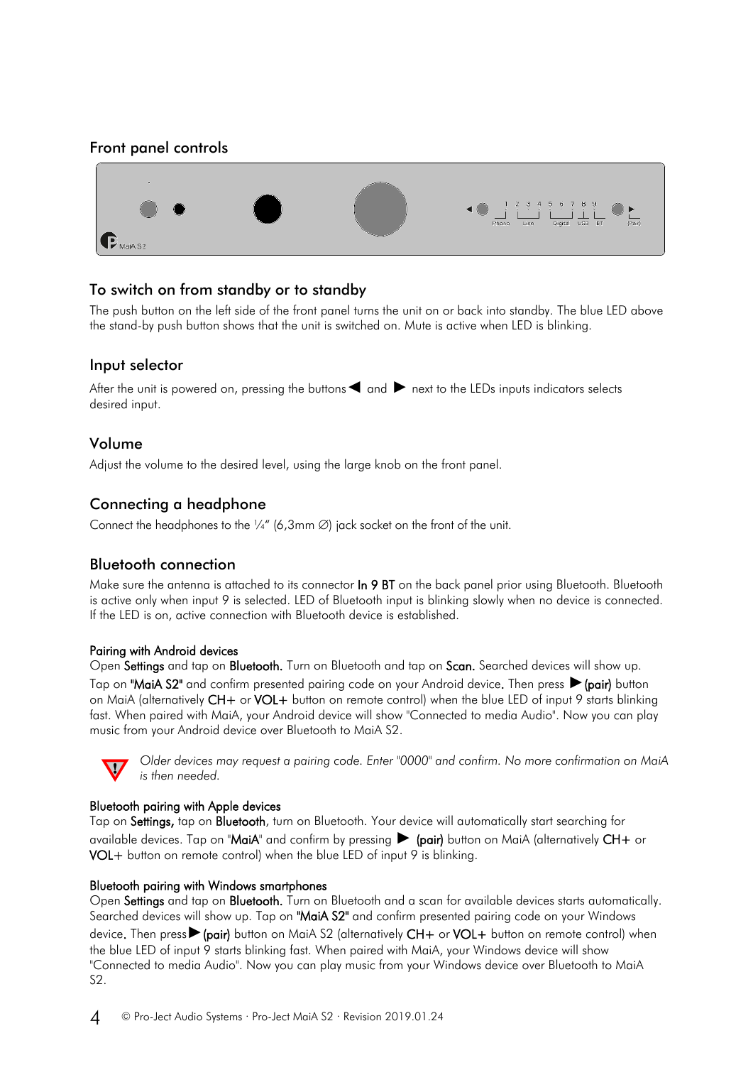## Front panel controls

## To switch on from standby or to standby

The push button on the left side of the front panel turns the unit on or back into standby. The blue LED above the stand-by push button shows that the unit is switched on. Mute is active when LED is blinking.

## Input selector

After the unit is powered on, pressing the buttons ◀ and ▶ next to the LEDs inputs indicators selects desired input.

## Volume

Adjust the volume to the desired level, using the large knob on the front panel.

## Connecting a headphone

Connect the headphones to the ¼" (6,3mm ∅) jack socket on the front of the unit.

## Bluetooth connection

Make sure the antenna is attached to its connector **In 9 BT** on the back panel prior using Bluetooth. Bluetooth is active only when input 9 is selected. LED of Bluetooth input is blinking slowly when no device is connected. If the LED is on, active connection with Bluetooth device is established.

### Pairing with Android devices

Open **Settings** and tap on **Bluetooth.** Turn on Bluetooth and tap on **Scan.** Searched devices will show up. Tap on **"MaiA S2"** and confirm presented pairing code on your Android device. Then press ▶ **(pair)** button on MaiA (alternatively **CH+** or **VOL+** button on remote control) when the blue LED of input 9 starts blinking fast. When paired with MaiA, your Android device will show "Connected to media Audio". Now you can play music from your Android device over Bluetooth to MaiA S2.

*Older devices may request a pairing code. Enter "0000" and confirm. No more confirmation on MaiA is then needed.*

### Bluetooth pairing with Apple devices

Tap on **Settings,** tap on **Bluetooth**, turn on Bluetooth. Your device will automatically start searching for available devices. Tap on "**MaiA**" and confirm by pressing ▶ **(pair)** button on MaiA (alternatively **CH+** or **VOL+** button on remote control) when the blue LED of input 9 is blinking.

### Bluetooth pairing with Windows smartphones

Open **Settings** and tap on **Bluetooth.** Turn on Bluetooth and a scan for available devices starts automatically. Searched devices will show up. Tap on **"MaiA S2"** and confirm presented pairing code on your Windows device. Then press ▶ **(pair)** button on MaiA S2 (alternatively **CH+** or **VOL+** button on remote control) when the blue LED of input 9 starts blinking fast. When paired with MaiA, your Windows device will show "Connected to media Audio". Now you can play music from your Windows device over Bluetooth to MaiA S2.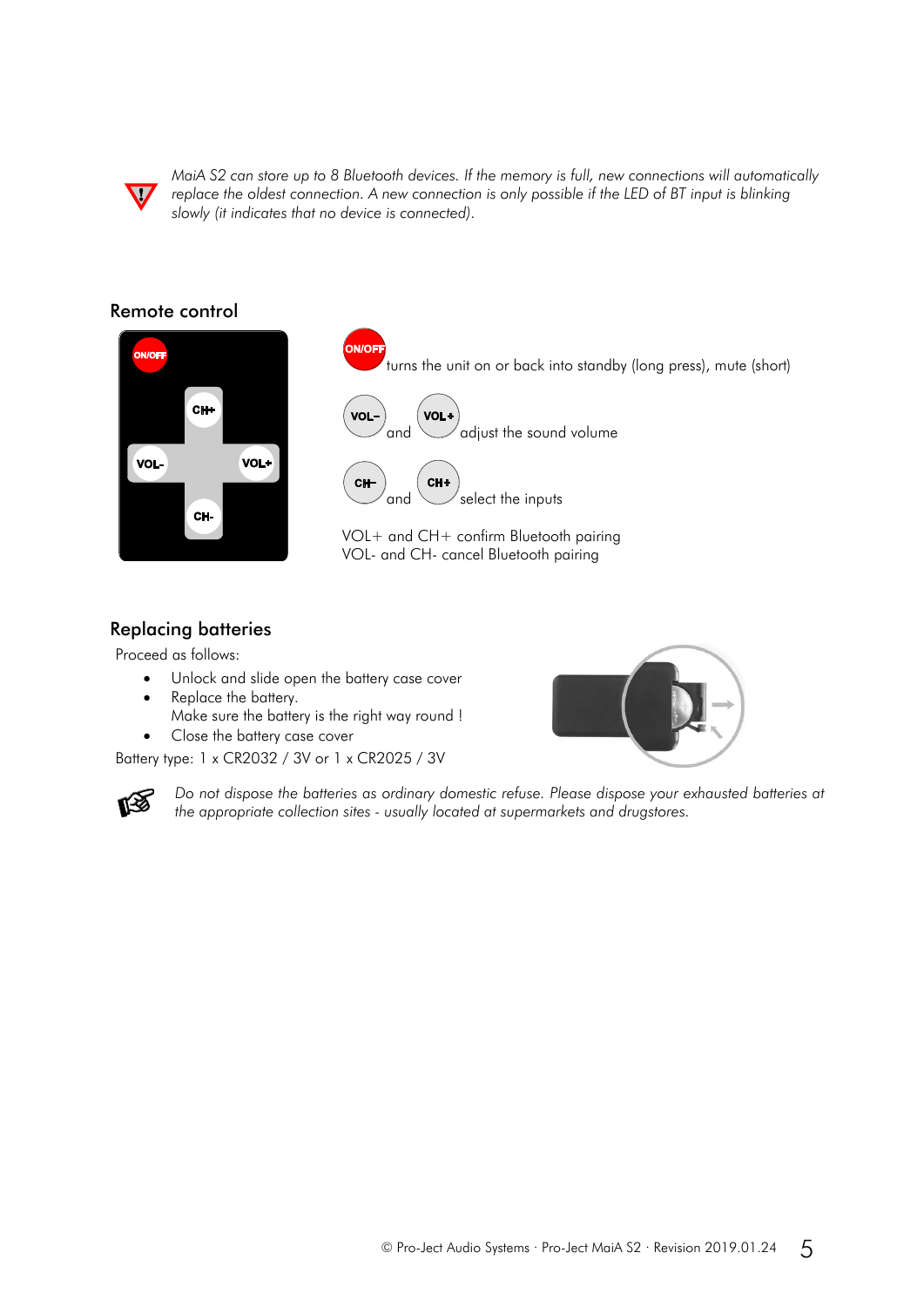*MaiA S2 can store up to 8 Bluetooth devices. If the memory is full, new connections will automatically replace the oldest connection. A new connection is only possible if the LED of BT input is blinking slowly (it indicates that no device is connected).*

## Remote control

ON/OFF turns the unit on or back into standby (long press), mute (short)

VOL– and VOL+ adjust the sound volume

CH– and CH+ select the inputs

VOL+ and CH+ confirm Bluetooth pairing
VOL- and CH- cancel Bluetooth pairing

## Replacing batteries

Proceed as follows:

- Unlock and slide open the battery case cover
- Replace the battery.
  Make sure the battery is the right way round !
- Close the battery case cover

Battery type: 1 x CR2032 / 3V or 1 x CR2025 / 3V

*Do not dispose the batteries as ordinary domestic refuse. Please dispose your exhausted batteries at the appropriate collection sites - usually located at supermarkets and drugstores.*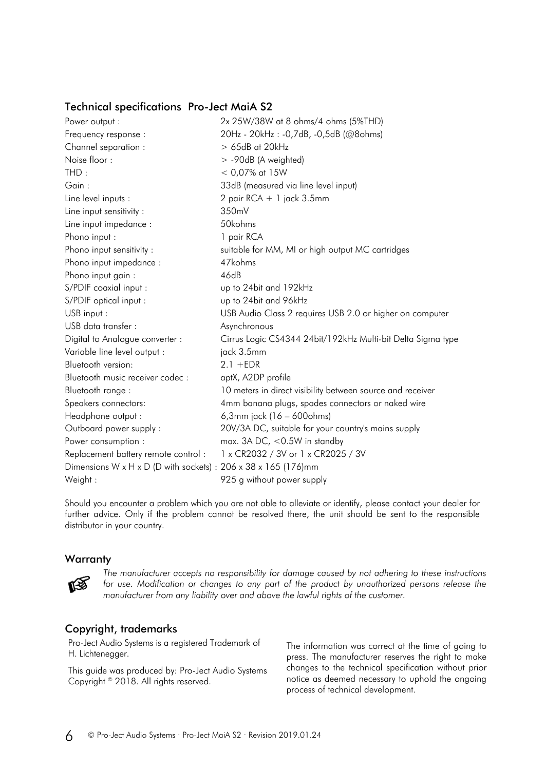## Technical specifications Pro-Ject MaiA S2

| | |
|---|---|
| Power output : | 2x 25W/38W at 8 ohms/4 ohms (5%THD) |
| Frequency response : | 20Hz - 20kHz : -0,7dB, -0,5dB (@8ohms) |
| Channel separation : | > 65dB at 20kHz |
| Noise floor : | > -90dB (A weighted) |
| THD : | < 0,07% at 15W |
| Gain : | 33dB (measured via line level input) |
| Line level inputs : | 2 pair RCA + 1 jack 3.5mm |
| Line input sensitivity : | 350mV |
| Line input impedance : | 50kohms |
| Phono input : | 1 pair RCA |
| Phono input sensitivity : | suitable for MM, MI or high output MC cartridges |
| Phono input impedance : | 47kohms |
| Phono input gain : | 46dB |
| S/PDIF coaxial input : | up to 24bit and 192kHz |
| S/PDIF optical input : | up to 24bit and 96kHz |
| USB input : | USB Audio Class 2 requires USB 2.0 or higher on computer |
| USB data transfer : | Asynchronous |
| Digital to Analogue converter : | Cirrus Logic CS4344 24bit/192kHz Multi-bit Delta Sigma type |
| Variable line level output : | jack 3.5mm |
| Bluetooth version: | 2.1 +EDR |
| Bluetooth music receiver codec : | aptX, A2DP profile |
| Bluetooth range : | 10 meters in direct visibility between source and receiver |
| Speakers connectors: | 4mm banana plugs, spades connectors or naked wire |
| Headphone output : | 6,3mm jack (16 – 600ohms) |
| Outboard power supply : | 20V/3A DC, suitable for your country's mains supply |
| Power consumption : | max. 3A DC, <0.5W in standby |
| Replacement battery remote control : | 1 x CR2032 / 3V or 1 x CR2025 / 3V |
| Dimensions W x H x D (D with sockets) : | 206 x 38 x 165 (176)mm |
| Weight : | 925 g without power supply |

Should you encounter a problem which you are not able to alleviate or identify, please contact your dealer for further advice. Only if the problem cannot be resolved there, the unit should be sent to the responsible distributor in your country.

## Warranty

*The manufacturer accepts no responsibility for damage caused by not adhering to these instructions for use. Modification or changes to any part of the product by unauthorized persons release the manufacturer from any liability over and above the lawful rights of the customer.*

## Copyright, trademarks

Pro-Ject Audio Systems is a registered Trademark of H. Lichtenegger.

This guide was produced by: Pro-Ject Audio Systems Copyright © 2018. All rights reserved.

The information was correct at the time of going to press. The manufacturer reserves the right to make changes to the technical specification without prior notice as deemed necessary to uphold the ongoing process of technical development.